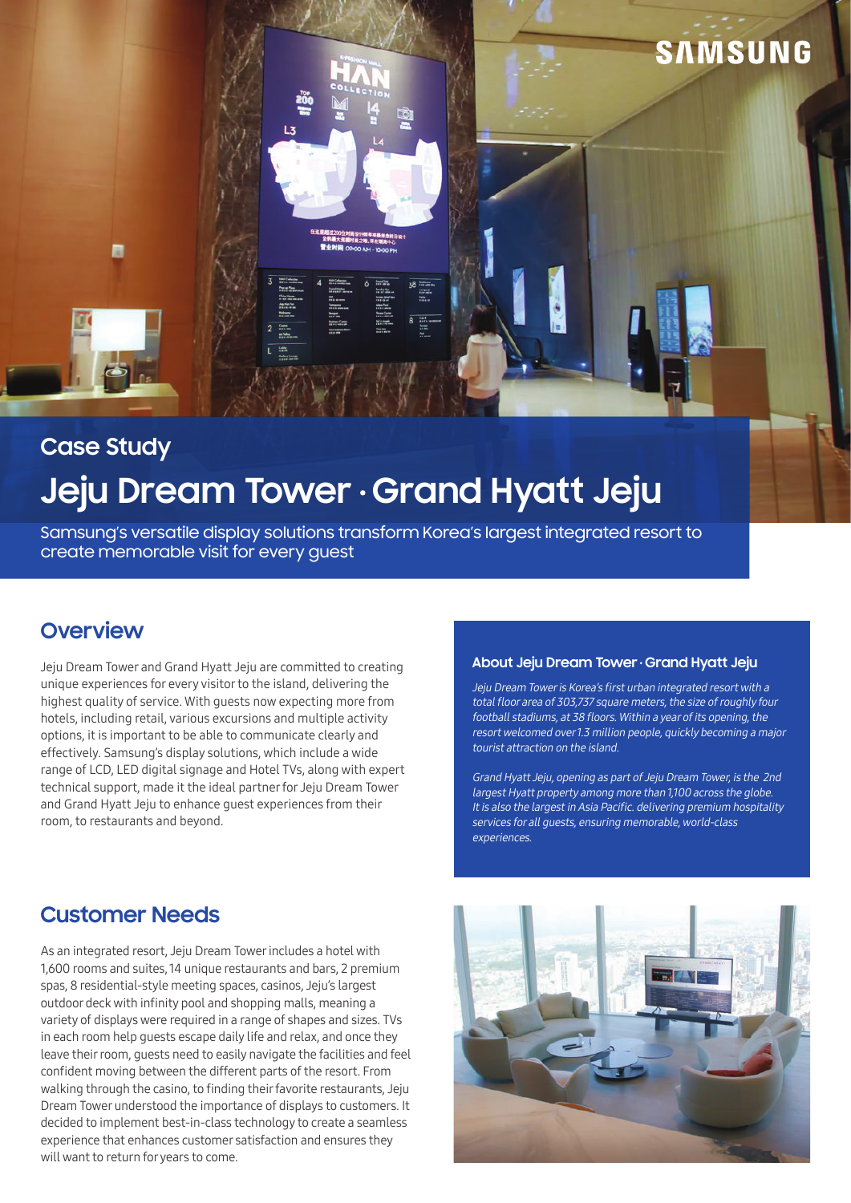SAMSUNG

## Case Study

# Jeju Dream Tower · Grand Hyatt Jeju

Samsung's versatile display solutions transform Korea's largest integrated resort to create memorable visit for every guest

## Overview

Jeju Dream Tower and Grand Hyatt Jeju are committed to creating unique experiences for every visitor to the island, delivering the highest quality of service. With guests now expecting more from hotels, including retail, various excursions and multiple activity options, it is important to be able to communicate clearly and effectively. Samsung's display solutions, which include a wide range of LCD, LED digital signage and Hotel TVs, along with expert technical support, made it the ideal partner for Jeju Dream Tower and Grand Hyatt Jeju to enhance guest experiences from their room, to restaurants and beyond.

### About Jeju Dream Tower · Grand Hyatt Jeju

*Jeju Dream Tower is Korea's first urban integrated resort with a total floor area of 303,737 square meters, the size of roughly four football stadiums, at 38 floors. Within a year of its opening, the resort welcomed over 1.3 million people, quickly becoming a major tourist attraction on the island.*

*Grand Hyatt Jeju, opening as part of Jeju Dream Tower, is the 2nd largest Hyatt property among more than 1,100 across the globe. It is also the largest in Asia Pacific. delivering premium hospitality services for all guests, ensuring memorable, world-class experiences.*

## Customer Needs

As an integrated resort, Jeju Dream Tower includes a hotel with 1,600 rooms and suites, 14 unique restaurants and bars, 2 premium spas, 8 residential-style meeting spaces, casinos, Jeju's largest outdoor deck with infinity pool and shopping malls, meaning a variety of displays were required in a range of shapes and sizes. TVs in each room help guests escape daily life and relax, and once they leave their room, guests need to easily navigate the facilities and feel confident moving between the different parts of the resort. From walking through the casino, to finding their favorite restaurants, Jeju Dream Tower understood the importance of displays to customers. It decided to implement best-in-class technology to create a seamless experience that enhances customer satisfaction and ensures they will want to return for years to come.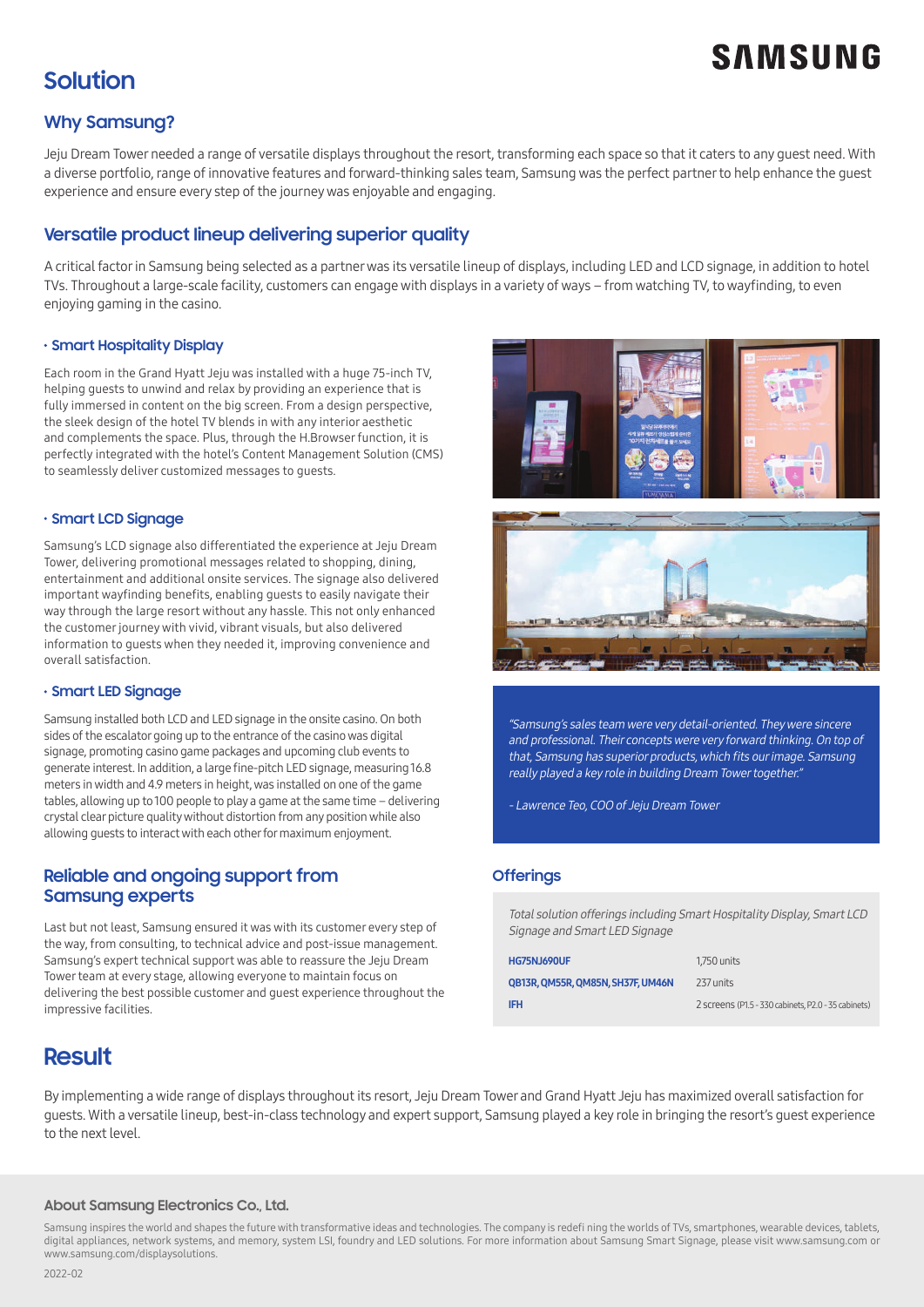# Solution

## Why Samsung?

Jeju Dream Tower needed a range of versatile displays throughout the resort, transforming each space so that it caters to any guest need. With a diverse portfolio, range of innovative features and forward-thinking sales team, Samsung was the perfect partner to help enhance the guest experience and ensure every step of the journey was enjoyable and engaging.

## Versatile product lineup delivering superior quality

A critical factor in Samsung being selected as a partner was its versatile lineup of displays, including LED and LCD signage, in addition to hotel TVs. Throughout a large-scale facility, customers can engage with displays in a variety of ways – from watching TV, to wayfinding, to even enjoying gaming in the casino.

### • Smart Hospitality Display

Each room in the Grand Hyatt Jeju was installed with a huge 75-inch TV, helping guests to unwind and relax by providing an experience that is fully immersed in content on the big screen. From a design perspective, the sleek design of the hotel TV blends in with any interior aesthetic and complements the space. Plus, through the H.Browser function, it is perfectly integrated with the hotel's Content Management Solution (CMS) to seamlessly deliver customized messages to guests.

### • Smart LCD Signage

Samsung's LCD signage also differentiated the experience at Jeju Dream Tower, delivering promotional messages related to shopping, dining, entertainment and additional onsite services. The signage also delivered important wayfinding benefits, enabling guests to easily navigate their way through the large resort without any hassle. This not only enhanced the customer journey with vivid, vibrant visuals, but also delivered information to guests when they needed it, improving convenience and overall satisfaction.

### • Smart LED Signage

Samsung installed both LCD and LED signage in the onsite casino. On both sides of the escalator going up to the entrance of the casino was digital signage, promoting casino game packages and upcoming club events to generate interest. In addition, a large fine-pitch LED signage, measuring 16.8 meters in width and 4.9 meters in height, was installed on one of the game tables, allowing up to 100 people to play a game at the same time – delivering crystal clear picture quality without distortion from any position while also allowing guests to interact with each other for maximum enjoyment.

## Reliable and ongoing support from Samsung experts

Last but not least, Samsung ensured it was with its customer every step of the way, from consulting, to technical advice and post-issue management. Samsung's expert technical support was able to reassure the Jeju Dream Tower team at every stage, allowing everyone to maintain focus on delivering the best possible customer and guest experience throughout the impressive facilities.

*"Samsung's sales team were very detail-oriented. They were sincere and professional. Their concepts were very forward thinking. On top of that, Samsung has superior products, which fits our image. Samsung really played a key role in building Dream Tower together."*

*- Lawrence Teo, COO of Jeju Dream Tower*

## Offerings

*Total solution offerings including Smart Hospitality Display, Smart LCD Signage and Smart LED Signage*

| | |
|---|---|
| **HG75NJ690UF** | 1,750 units |
| **QB13R, QM55R, QM85N, SH37F, UM46N** | 237 units |
| **IFH** | 2 screens (P1.5 - 330 cabinets, P2.0 - 35 cabinets) |

# Result

By implementing a wide range of displays throughout its resort, Jeju Dream Tower and Grand Hyatt Jeju has maximized overall satisfaction for guests. With a versatile lineup, best-in-class technology and expert support, Samsung played a key role in bringing the resort's guest experience to the next level.

### About Samsung Electronics Co., Ltd.

Samsung inspires the world and shapes the future with transformative ideas and technologies. The company is redefining the worlds of TVs, smartphones, wearable devices, tablets, digital appliances, network systems, and memory, system LSI, foundry and LED solutions. For more information about Samsung Smart Signage, please visit www.samsung.com or www.samsung.com/displaysolutions.

2022-02